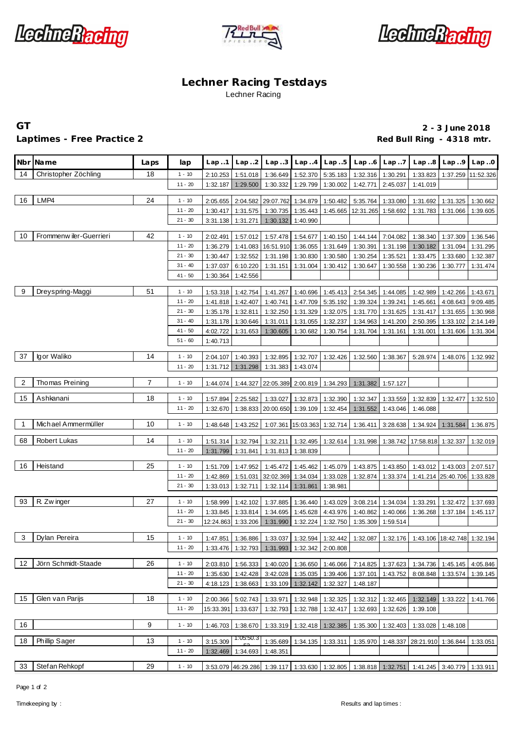# Lechner Racing Testdays

Lechner Racing

**GT**

**Laptimes - Free Practice 2**

**2 - 3 June 2018**

**Red Bull Ring - 4318 mtr.**

| Nbr | Name | Laps | lap | Lap..1 | Lap..2 | Lap..3 | Lap..4 | Lap..5 | Lap..6 | Lap..7 | Lap..8 | Lap..9 | Lap..0 |
|---|---|---|---|---|---|---|---|---|---|---|---|---|---|
| 14 | Christopher Zöchling | 18 | 1 - 10 | 2:10.253 | 1:51.018 | 1:36.649 | 1:52.370 | 5:35.183 | 1:32.316 | 1:30.291 | 1:33.823 | 1:37.259 | 11:52.326 |
| | | | 11 - 20 | 1:32.187 | 1:29.500 | 1:30.332 | 1:29.799 | 1:30.002 | 1:42.771 | 2:45.037 | 1:41.019 | | |
| 16 | LMP4 | 24 | 1 - 10 | 2:05.655 | 2:04.582 | 29:07.762 | 1:34.879 | 1:50.482 | 5:35.764 | 1:33.080 | 1:31.692 | 1:31.325 | 1:30.662 |
| | | | 11 - 20 | 1:30.417 | 1:31.575 | 1:30.735 | 1:35.443 | 1:45.665 | 12:31.265 | 1:58.692 | 1:31.783 | 1:31.066 | 1:39.605 |
| | | | 21 - 30 | 3:31.138 | 1:31.271 | 1:30.132 | 1:40.990 | | | | | | |
| 10 | Frommenwiler-Guerrieri | 42 | 1 - 10 | 2:02.491 | 1:57.012 | 1:57.478 | 1:54.677 | 1:40.150 | 1:44.144 | 7:04.082 | 1:38.340 | 1:37.309 | 1:36.546 |
| | | | 11 - 20 | 1:36.279 | 1:41.083 | 16:51.910 | 1:36.055 | 1:31.649 | 1:30.391 | 1:31.198 | 1:30.182 | 1:31.094 | 1:31.295 |
| | | | 21 - 30 | 1:30.447 | 1:32.552 | 1:31.198 | 1:30.830 | 1:30.580 | 1:30.254 | 1:35.521 | 1:33.475 | 1:33.680 | 1:32.387 |
| | | | 31 - 40 | 1:37.037 | 6:10.220 | 1:31.151 | 1:31.004 | 1:30.412 | 1:30.647 | 1:30.558 | 1:30.236 | 1:30.777 | 1:31.474 |
| | | | 41 - 50 | 1:30.364 | 1:42.556 | | | | | | | | |
| 9 | Dreyspring-Maggi | 51 | 1 - 10 | 1:53.318 | 1:42.754 | 1:41.267 | 1:40.696 | 1:45.413 | 2:54.345 | 1:44.085 | 1:42.989 | 1:42.266 | 1:43.671 |
| | | | 11 - 20 | 1:41.818 | 1:42.407 | 1:40.741 | 1:47.709 | 5:35.192 | 1:39.324 | 1:39.241 | 1:45.661 | 4:08.643 | 9:09.485 |
| | | | 21 - 30 | 1:35.178 | 1:32.811 | 1:32.250 | 1:31.329 | 1:32.075 | 1:31.770 | 1:31.625 | 1:31.417 | 1:31.655 | 1:30.968 |
| | | | 31 - 40 | 1:31.178 | 1:30.646 | 1:31.011 | 1:31.055 | 1:32.237 | 1:34.963 | 1:41.200 | 2:50.395 | 1:33.102 | 2:14.149 |
| | | | 41 - 50 | 4:02.722 | 1:31.653 | 1:30.605 | 1:30.682 | 1:30.754 | 1:31.704 | 1:31.161 | 1:31.001 | 1:31.606 | 1:31.304 |
| | | | 51 - 60 | 1:40.713 | | | | | | | | | |
| 37 | Igor Waliko | 14 | 1 - 10 | 2:04.107 | 1:40.393 | 1:32.895 | 1:32.707 | 1:32.426 | 1:32.560 | 1:38.367 | 5:28.974 | 1:48.076 | 1:32.992 |
| | | | 11 - 20 | 1:31.712 | 1:31.298 | 1:31.383 | 1:43.074 | | | | | | |
| 2 | Thomas Preining | 7 | 1 - 10 | 1:44.074 | 1:44.327 | 22:05.389 | 2:00.819 | 1:34.293 | 1:31.382 | 1:57.127 | | | |
| 15 | Ashkanani | 18 | 1 - 10 | 1:57.894 | 2:25.582 | 1:33.027 | 1:32.873 | 1:32.390 | 1:32.347 | 1:33.559 | 1:32.839 | 1:32.477 | 1:32.510 |
| | | | 11 - 20 | 1:32.670 | 1:38.833 | 20:00.650 | 1:39.109 | 1:32.454 | 1:31.552 | 1:43.046 | 1:46.088 | | |
| 1 | Michael Ammermüller | 10 | 1 - 10 | 1:48.648 | 1:43.252 | 1:07.361 | 15:03.363 | 1:32.714 | 1:36.411 | 3:28.638 | 1:34.924 | 1:31.584 | 1:36.875 |
| 68 | Robert Lukas | 14 | 1 - 10 | 1:51.314 | 1:32.794 | 1:32.211 | 1:32.495 | 1:32.614 | 1:31.998 | 1:38.742 | 17:58.818 | 1:32.337 | 1:32.019 |
| | | | 11 - 20 | 1:31.799 | 1:31.841 | 1:31.813 | 1:38.839 | | | | | | |
| 16 | Heistand | 25 | 1 - 10 | 1:51.709 | 1:47.952 | 1:45.472 | 1:45.462 | 1:45.079 | 1:43.875 | 1:43.850 | 1:43.012 | 1:43.003 | 2:07.517 |
| | | | 11 - 20 | 1:42.869 | 1:51.031 | 32:02.369 | 1:34.034 | 1:33.028 | 1:32.874 | 1:33.374 | 1:41.214 | 25:40.706 | 1:33.828 |
| | | | 21 - 30 | 1:33.013 | 1:32.711 | 1:32.114 | 1:31.861 | 1:38.981 | | | | | |
| 93 | R. Zwinger | 27 | 1 - 10 | 1:58.999 | 1:42.102 | 1:37.885 | 1:36.440 | 1:43.029 | 3:08.214 | 1:34.034 | 1:33.291 | 1:32.472 | 1:37.693 |
| | | | 11 - 20 | 1:33.845 | 1:33.814 | 1:34.695 | 1:45.628 | 4:43.976 | 1:40.862 | 1:40.066 | 1:36.268 | 1:37.184 | 1:45.117 |
| | | | 21 - 30 | 12:24.863 | 1:33.206 | 1:31.990 | 1:32.224 | 1:32.750 | 1:35.309 | 1:59.514 | | | |
| 3 | Dylan Pereira | 15 | 1 - 10 | 1:47.851 | 1:36.886 | 1:33.037 | 1:32.594 | 1:32.442 | 1:32.087 | 1:32.176 | 1:43.106 | 18:42.748 | 1:32.194 |
| | | | 11 - 20 | 1:33.476 | 1:32.793 | 1:31.993 | 1:32.342 | 2:00.808 | | | | | |
| 12 | Jörn Schmidt-Staade | 26 | 1 - 10 | 2:03.810 | 1:56.333 | 1:40.020 | 1:36.650 | 1:46.066 | 7:14.825 | 1:37.623 | 1:34.736 | 1:45.145 | 4:05.846 |
| | | | 11 - 20 | 1:35.630 | 1:42.428 | 3:42.028 | 1:35.035 | 1:39.406 | 1:37.101 | 1:43.752 | 8:08.848 | 1:33.574 | 1:39.145 |
| | | | 21 - 30 | 4:18.123 | 1:38.663 | 1:33.109 | 1:32.142 | 1:32.327 | 1:48.187 | | | | |
| 15 | Glen van Parijs | 18 | 1 - 10 | 2:00.366 | 5:02.743 | 1:33.971 | 1:32.948 | 1:32.325 | 1:32.312 | 1:32.465 | 1:32.149 | 1:33.222 | 1:41.766 |
| | | | 11 - 20 | 15:33.391 | 1:33.637 | 1:32.793 | 1:32.788 | 1:32.417 | 1:32.693 | 1:32.626 | 1:39.108 | | |
| 16 | | 9 | 1 - 10 | 1:46.703 | 1:38.670 | 1:33.319 | 1:32.418 | 1:32.385 | 1:35.300 | 1:32.403 | 1:33.028 | 1:48.108 | |
| 18 | Phillip Sager | 13 | 1 - 10 | 3:15.309 | 1:05:50.352 | 1:35.689 | 1:34.135 | 1:33.311 | 1:35.970 | 1:48.337 | 28:21.910 | 1:36.844 | 1:33.051 |
| | | | 11 - 20 | 1:32.469 | 1:34.693 | 1:48.351 | | | | | | | |
| 33 | Stefan Rehkopf | 29 | 1 - 10 | 3:53.079 | 46:29.286 | 1:39.117 | 1:33.630 | 1:32.805 | 1:38.818 | 1:32.751 | 1:41.245 | 3:40.779 | 1:33.911 |

Timekeeping by :

Results and lap times :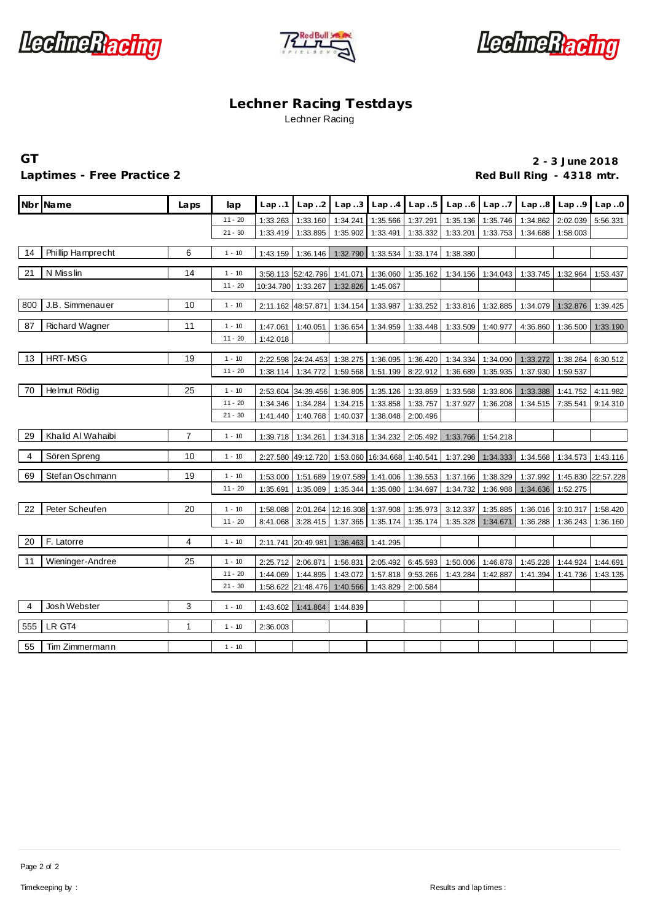# Lechner Racing Testdays

Lechner Racing

**GT**

**Laptimes - Free Practice 2**

**2 - 3 June 2018**

**Red Bull Ring - 4318 mtr.**

| Nbr | Name | Laps | lap | Lap..1 | Lap..2 | Lap..3 | Lap..4 | Lap..5 | Lap..6 | Lap..7 | Lap..8 | Lap..9 | Lap..0 |
|---|---|---|---|---|---|---|---|---|---|---|---|---|---|
| | | | 11 - 20 | 1:33.263 | 1:33.160 | 1:34.241 | 1:35.566 | 1:37.291 | 1:35.136 | 1:35.746 | 1:34.862 | 2:02.039 | 5:56.331 |
| | | | 21 - 30 | 1:33.419 | 1:33.895 | 1:35.902 | 1:33.491 | 1:33.332 | 1:33.201 | 1:33.753 | 1:34.688 | 1:58.003 | |
| 14 | Phillip Hamprecht | 6 | 1 - 10 | 1:43.159 | 1:36.146 | 1:32.790 | 1:33.534 | 1:33.174 | 1:38.380 | | | | |
| 21 | N Misslin | 14 | 1 - 10 | 3:58.113 | 52:42.796 | 1:41.071 | 1:36.060 | 1:35.162 | 1:34.156 | 1:34.043 | 1:33.745 | 1:32.964 | 1:53.437 |
| | | | 11 - 20 | 10:34.780 | 1:33.267 | 1:32.826 | 1:45.067 | | | | | | |
| 800 | J.B. Simmenauer | 10 | 1 - 10 | 2:11.162 | 48:57.871 | 1:34.154 | 1:33.987 | 1:33.252 | 1:33.816 | 1:32.885 | 1:34.079 | 1:32.876 | 1:39.425 |
| 87 | Richard Wagner | 11 | 1 - 10 | 1:47.061 | 1:40.051 | 1:36.654 | 1:34.959 | 1:33.448 | 1:33.509 | 1:40.977 | 4:36.860 | 1:36.500 | 1:33.190 |
| | | | 11 - 20 | 1:42.018 | | | | | | | | | |
| 13 | HRT-MSG | 19 | 1 - 10 | 2:22.598 | 24:24.453 | 1:38.275 | 1:36.095 | 1:36.420 | 1:34.334 | 1:34.090 | 1:33.272 | 1:38.264 | 6:30.512 |
| | | | 11 - 20 | 1:38.114 | 1:34.772 | 1:59.568 | 1:51.199 | 8:22.912 | 1:36.689 | 1:35.935 | 1:37.930 | 1:59.537 | |
| 70 | Helmut Rödig | 25 | 1 - 10 | 2:53.604 | 34:39.456 | 1:36.805 | 1:35.126 | 1:33.859 | 1:33.568 | 1:33.806 | 1:33.388 | 1:41.752 | 4:11.982 |
| | | | 11 - 20 | 1:34.346 | 1:34.284 | 1:34.215 | 1:33.858 | 1:33.757 | 1:37.927 | 1:36.208 | 1:34.515 | 7:35.541 | 9:14.310 |
| | | | 21 - 30 | 1:41.440 | 1:40.768 | 1:40.037 | 1:38.048 | 2:00.496 | | | | | |
| 29 | Khalid Al Wahaibi | 7 | 1 - 10 | 1:39.718 | 1:34.261 | 1:34.318 | 1:34.232 | 2:05.492 | 1:33.766 | 1:54.218 | | | |
| 4 | Sören Spreng | 10 | 1 - 10 | 2:27.580 | 49:12.720 | 1:53.060 | 16:34.668 | 1:40.541 | 1:37.298 | 1:34.333 | 1:34.568 | 1:34.573 | 1:43.116 |
| 69 | Stefan Oschmann | 19 | 1 - 10 | 1:53.000 | 1:51.689 | 19:07.589 | 1:41.006 | 1:39.553 | 1:37.166 | 1:38.329 | 1:37.992 | 1:45.830 | 22:57.228 |
| | | | 11 - 20 | 1:35.691 | 1:35.089 | 1:35.344 | 1:35.080 | 1:34.697 | 1:34.732 | 1:36.988 | 1:34.636 | 1:52.275 | |
| 22 | Peter Scheufen | 20 | 1 - 10 | 1:58.088 | 2:01.264 | 12:16.308 | 1:37.908 | 1:35.973 | 3:12.337 | 1:35.885 | 1:36.016 | 3:10.317 | 1:58.420 |
| | | | 11 - 20 | 8:41.068 | 3:28.415 | 1:37.365 | 1:35.174 | 1:35.174 | 1:35.328 | 1:34.671 | 1:36.288 | 1:36.243 | 1:36.160 |
| 20 | F. Latorre | 4 | 1 - 10 | 2:11.741 | 20:49.981 | 1:36.463 | 1:41.295 | | | | | | |
| 11 | Wieninger-Andree | 25 | 1 - 10 | 2:25.712 | 2:06.871 | 1:56.831 | 2:05.492 | 6:45.593 | 1:50.006 | 1:46.878 | 1:45.228 | 1:44.924 | 1:44.691 |
| | | | 11 - 20 | 1:44.069 | 1:44.895 | 1:43.072 | 1:57.818 | 9:53.266 | 1:43.284 | 1:42.887 | 1:41.394 | 1:41.736 | 1:43.135 |
| | | | 21 - 30 | 1:58.622 | 21:48.476 | 1:40.566 | 1:43.829 | 2:00.584 | | | | | |
| 4 | Josh Webster | 3 | 1 - 10 | 1:43.602 | 1:41.864 | 1:44.839 | | | | | | | |
| 555 | LR GT4 | 1 | 1 - 10 | 2:36.003 | | | | | | | | | |
| 55 | Tim Zimmermann | | 1 - 10 | | | | | | | | | | |

Timekeeping by :

Results and lap times :